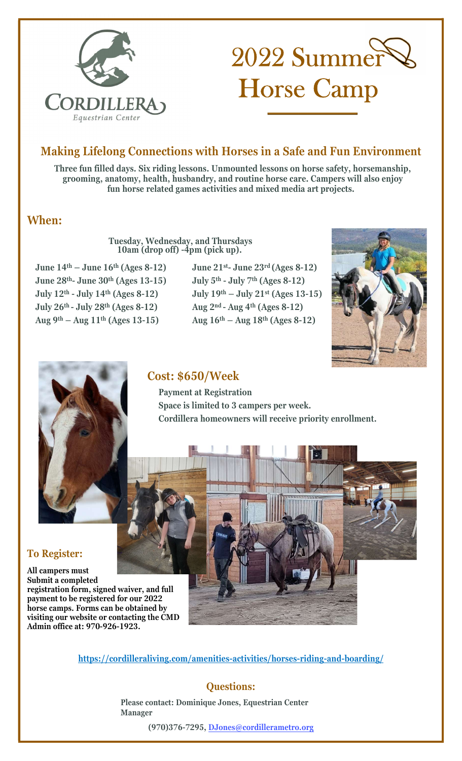Cordillera Equestrian Center

# 2022 Summer Horse Camp

## Making Lifelong Connections with Horses in a Safe and Fun Environment

**Three fun filled days. Six riding lessons. Unmounted lessons on horse safety, horsemanship, grooming, anatomy, health, husbandry, and routine horse care. Campers will also enjoy fun horse related games activities and mixed media art projects.**

## When:

**Tuesday, Wednesday, and Thursdays**
**10am (drop off) -4pm (pick up).**

- **June 14th – June 16th (Ages 8-12)**
- **June 21st- June 23rd (Ages 8-12)**
- **June 28th- June 30th (Ages 13-15)**
- **July 5th - July 7th (Ages 8-12)**
- **July 12th - July 14th (Ages 8-12)**
- **July 19th – July 21st (Ages 13-15)**
- **July 26th - July 28th (Ages 8-12)**
- **Aug 2nd - Aug 4th (Ages 8-12)**
- **Aug 9th – Aug 11th (Ages 13-15)**
- **Aug 16th – Aug 18th (Ages 8-12)**

## Cost: $650/Week

**Payment at Registration**
**Space is limited to 3 campers per week.**
**Cordillera homeowners will receive priority enrollment.**

## To Register:

**All campers must Submit a completed registration form, signed waiver, and full payment to be registered for our 2022 horse camps. Forms can be obtained by visiting our website or contacting the CMD Admin office at: 970-926-1923.**

**https://cordilleraliving.com/amenities-activities/horses-riding-and-boarding/**

## Questions:

**Please contact: Dominique Jones, Equestrian Center Manager**

**(970)376-7295, DJones@cordillerametro.org**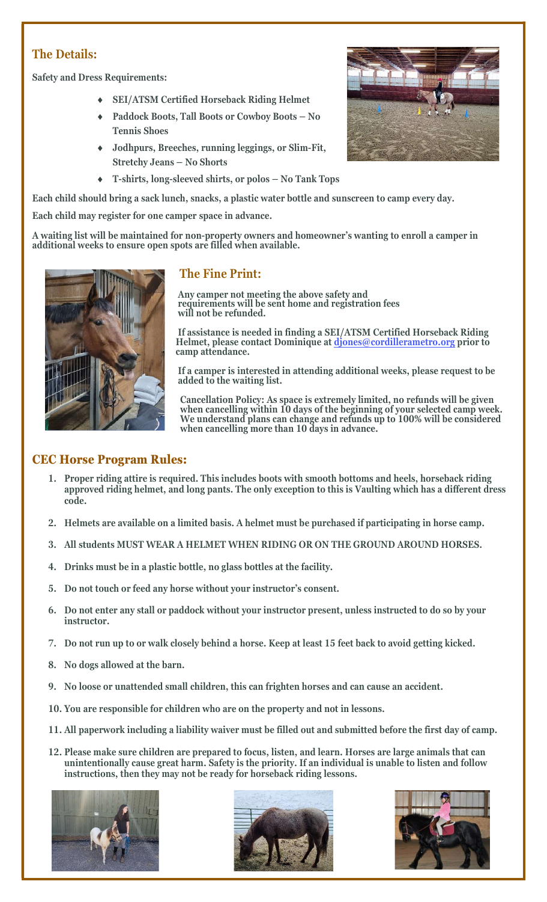## The Details:

**Safety and Dress Requirements:**

- **SEI/ATSM Certified Horseback Riding Helmet**
- **Paddock Boots, Tall Boots or Cowboy Boots – No Tennis Shoes**
- **Jodhpurs, Breeches, running leggings, or Slim-Fit, Stretchy Jeans – No Shorts**
- **T-shirts, long-sleeved shirts, or polos – No Tank Tops**

**Each child should bring a sack lunch, snacks, a plastic water bottle and sunscreen to camp every day.**

**Each child may register for one camper space in advance.**

**A waiting list will be maintained for non-property owners and homeowner's wanting to enroll a camper in additional weeks to ensure open spots are filled when available.**

## The Fine Print:

**Any camper not meeting the above safety and requirements will be sent home and registration fees will not be refunded.**

**If assistance is needed in finding a SEI/ATSM Certified Horseback Riding Helmet, please contact Dominique at djones@cordillerametro.org prior to camp attendance.**

**If a camper is interested in attending additional weeks, please request to be added to the waiting list.**

**Cancellation Policy: As space is extremely limited, no refunds will be given when cancelling within 10 days of the beginning of your selected camp week. We understand plans can change and refunds up to 100% will be considered when cancelling more than 10 days in advance.**

## CEC Horse Program Rules:

1. **Proper riding attire is required. This includes boots with smooth bottoms and heels, horseback riding approved riding helmet, and long pants. The only exception to this is Vaulting which has a different dress code.**
2. **Helmets are available on a limited basis. A helmet must be purchased if participating in horse camp.**
3. **All students MUST WEAR A HELMET WHEN RIDING OR ON THE GROUND AROUND HORSES.**
4. **Drinks must be in a plastic bottle, no glass bottles at the facility.**
5. **Do not touch or feed any horse without your instructor's consent.**
6. **Do not enter any stall or paddock without your instructor present, unless instructed to do so by your instructor.**
7. **Do not run up to or walk closely behind a horse. Keep at least 15 feet back to avoid getting kicked.**
8. **No dogs allowed at the barn.**
9. **No loose or unattended small children, this can frighten horses and can cause an accident.**
10. **You are responsible for children who are on the property and not in lessons.**
11. **All paperwork including a liability waiver must be filled out and submitted before the first day of camp.**
12. **Please make sure children are prepared to focus, listen, and learn. Horses are large animals that can unintentionally cause great harm. Safety is the priority. If an individual is unable to listen and follow instructions, then they may not be ready for horseback riding lessons.**